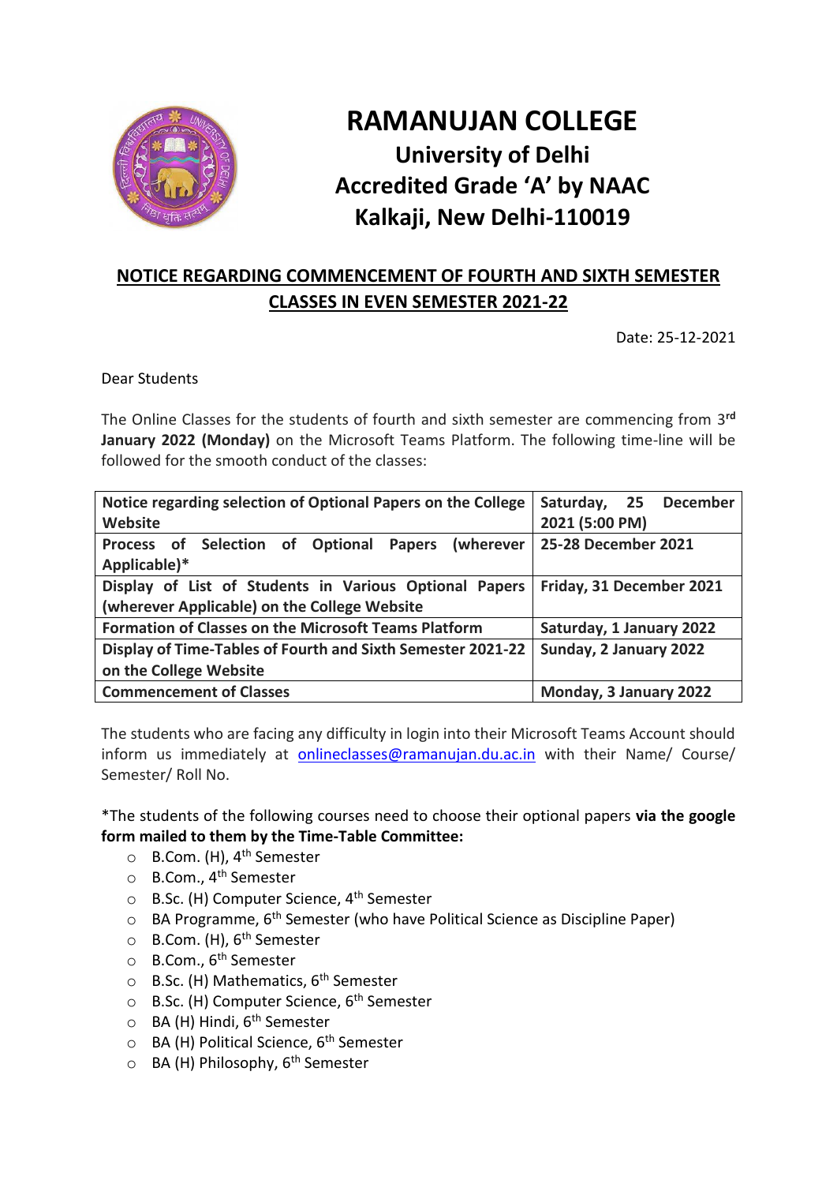# RAMANUJAN COLLEGE

## University of Delhi

## Accredited Grade 'A' by NAAC

## Kalkaji, New Delhi-110019

### NOTICE REGARDING COMMENCEMENT OF FOURTH AND SIXTH SEMESTER CLASSES IN EVEN SEMESTER 2021-22

Date: 25-12-2021

Dear Students

The Online Classes for the students of fourth and sixth semester are commencing from 3rd **January 2022 (Monday)** on the Microsoft Teams Platform. The following time-line will be followed for the smooth conduct of the classes:

| Notice regarding selection of Optional Papers on the College Website | Saturday, 25 December 2021 (5:00 PM) |
|---|---|
| **Process of Selection of Optional Papers (wherever Applicable)*** | **25-28 December 2021** |
| **Display of List of Students in Various Optional Papers (wherever Applicable) on the College Website** | **Friday, 31 December 2021** |
| **Formation of Classes on the Microsoft Teams Platform** | **Saturday, 1 January 2022** |
| **Display of Time-Tables of Fourth and Sixth Semester 2021-22 on the College Website** | **Sunday, 2 January 2022** |
| **Commencement of Classes** | **Monday, 3 January 2022** |

The students who are facing any difficulty in login into their Microsoft Teams Account should inform us immediately at onlineclasses@ramanujan.du.ac.in with their Name/ Course/ Semester/ Roll No.

*The students of the following courses need to choose their optional papers **via the google form mailed to them by the Time-Table Committee:**

- B.Com. (H), 4th Semester
- B.Com., 4th Semester
- B.Sc. (H) Computer Science, 4th Semester
- BA Programme, 6th Semester (who have Political Science as Discipline Paper)
- B.Com. (H), 6th Semester
- B.Com., 6th Semester
- B.Sc. (H) Mathematics, 6th Semester
- B.Sc. (H) Computer Science, 6th Semester
- BA (H) Hindi, 6th Semester
- BA (H) Political Science, 6th Semester
- BA (H) Philosophy, 6th Semester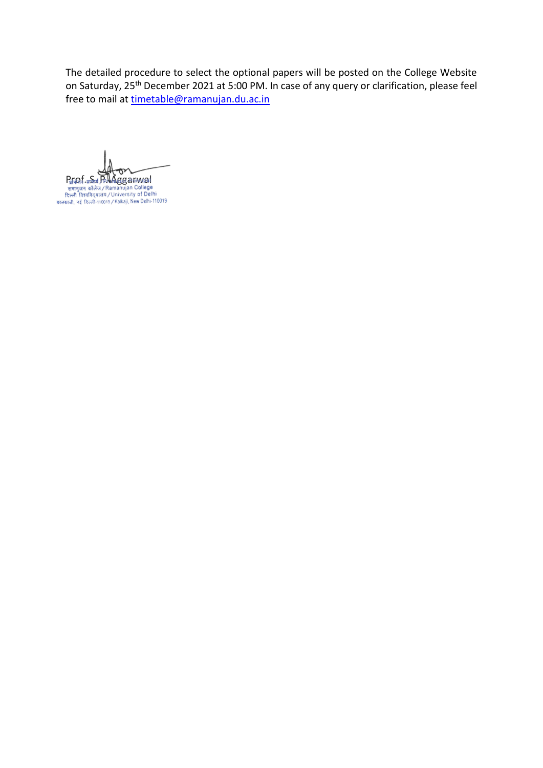The detailed procedure to select the optional papers will be posted on the College Website on Saturday, 25th December 2021 at 5:00 PM. In case of any query or clarification, please feel free to mail at timetable@ramanujan.du.ac.in

Prof. S. P. Aggarwal

प्रोफेसर-प्राचार्य / Professor-Principal
रामानुजन कॉलेज / Ramanujan College
दिल्ली विश्वविद्यालय / University of Delhi
कालकाजी, नई दिल्ली-110019 / Kalkaji, New Delhi-110019